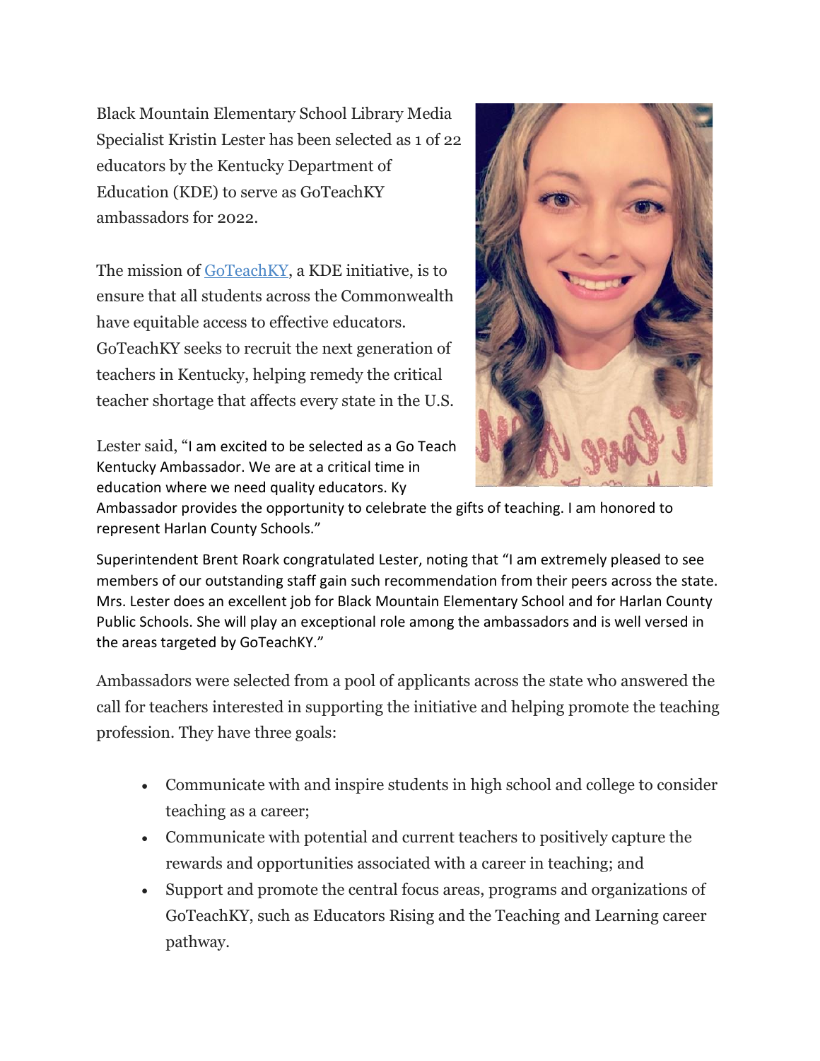Black Mountain Elementary School Library Media Specialist Kristin Lester has been selected as 1 of 22 educators by the Kentucky Department of Education (KDE) to serve as GoTeachKY ambassadors for 2022.

The mission of [GoTeachKY](), a KDE initiative, is to ensure that all students across the Commonwealth have equitable access to effective educators. GoTeachKY seeks to recruit the next generation of teachers in Kentucky, helping remedy the critical teacher shortage that affects every state in the U.S.

Lester said, "I am excited to be selected as a Go Teach Kentucky Ambassador. We are at a critical time in education where we need quality educators. Ky Ambassador provides the opportunity to celebrate the gifts of teaching. I am honored to represent Harlan County Schools."

Superintendent Brent Roark congratulated Lester, noting that "I am extremely pleased to see members of our outstanding staff gain such recommendation from their peers across the state. Mrs. Lester does an excellent job for Black Mountain Elementary School and for Harlan County Public Schools. She will play an exceptional role among the ambassadors and is well versed in the areas targeted by GoTeachKY."

Ambassadors were selected from a pool of applicants across the state who answered the call for teachers interested in supporting the initiative and helping promote the teaching profession. They have three goals:

- Communicate with and inspire students in high school and college to consider teaching as a career;
- Communicate with potential and current teachers to positively capture the rewards and opportunities associated with a career in teaching; and
- Support and promote the central focus areas, programs and organizations of GoTeachKY, such as Educators Rising and the Teaching and Learning career pathway.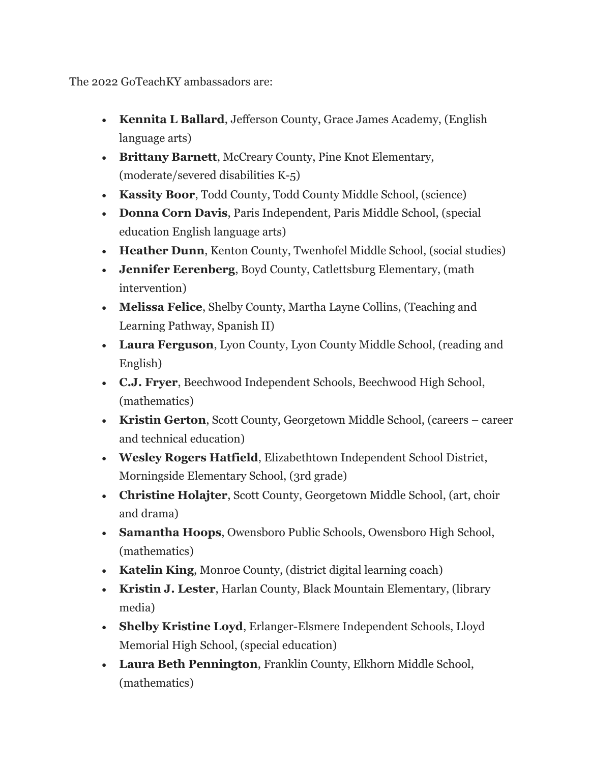The 2022 GoTeachKY ambassadors are:

- **Kennita L Ballard**, Jefferson County, Grace James Academy, (English language arts)
- **Brittany Barnett**, McCreary County, Pine Knot Elementary, (moderate/severed disabilities K-5)
- **Kassity Boor**, Todd County, Todd County Middle School, (science)
- **Donna Corn Davis**, Paris Independent, Paris Middle School, (special education English language arts)
- **Heather Dunn**, Kenton County, Twenhofel Middle School, (social studies)
- **Jennifer Eerenberg**, Boyd County, Catlettsburg Elementary, (math intervention)
- **Melissa Felice**, Shelby County, Martha Layne Collins, (Teaching and Learning Pathway, Spanish II)
- **Laura Ferguson**, Lyon County, Lyon County Middle School, (reading and English)
- **C.J. Fryer**, Beechwood Independent Schools, Beechwood High School, (mathematics)
- **Kristin Gerton**, Scott County, Georgetown Middle School, (careers – career and technical education)
- **Wesley Rogers Hatfield**, Elizabethtown Independent School District, Morningside Elementary School, (3rd grade)
- **Christine Holajter**, Scott County, Georgetown Middle School, (art, choir and drama)
- **Samantha Hoops**, Owensboro Public Schools, Owensboro High School, (mathematics)
- **Katelin King**, Monroe County, (district digital learning coach)
- **Kristin J. Lester**, Harlan County, Black Mountain Elementary, (library media)
- **Shelby Kristine Loyd**, Erlanger-Elsmere Independent Schools, Lloyd Memorial High School, (special education)
- **Laura Beth Pennington**, Franklin County, Elkhorn Middle School, (mathematics)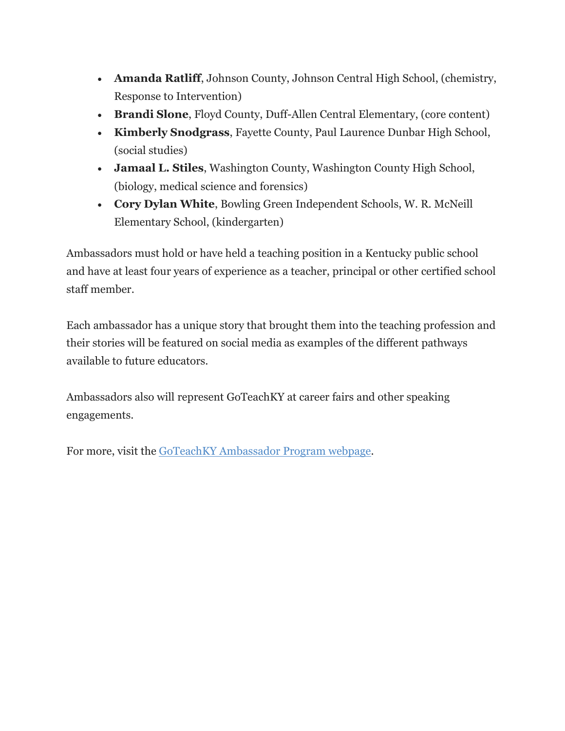- **Amanda Ratliff**, Johnson County, Johnson Central High School, (chemistry, Response to Intervention)
- **Brandi Slone**, Floyd County, Duff-Allen Central Elementary, (core content)
- **Kimberly Snodgrass**, Fayette County, Paul Laurence Dunbar High School, (social studies)
- **Jamaal L. Stiles**, Washington County, Washington County High School, (biology, medical science and forensics)
- **Cory Dylan White**, Bowling Green Independent Schools, W. R. McNeill Elementary School, (kindergarten)

Ambassadors must hold or have held a teaching position in a Kentucky public school and have at least four years of experience as a teacher, principal or other certified school staff member.

Each ambassador has a unique story that brought them into the teaching profession and their stories will be featured on social media as examples of the different pathways available to future educators.

Ambassadors also will represent GoTeachKY at career fairs and other speaking engagements.

For more, visit the GoTeachKY Ambassador Program webpage.